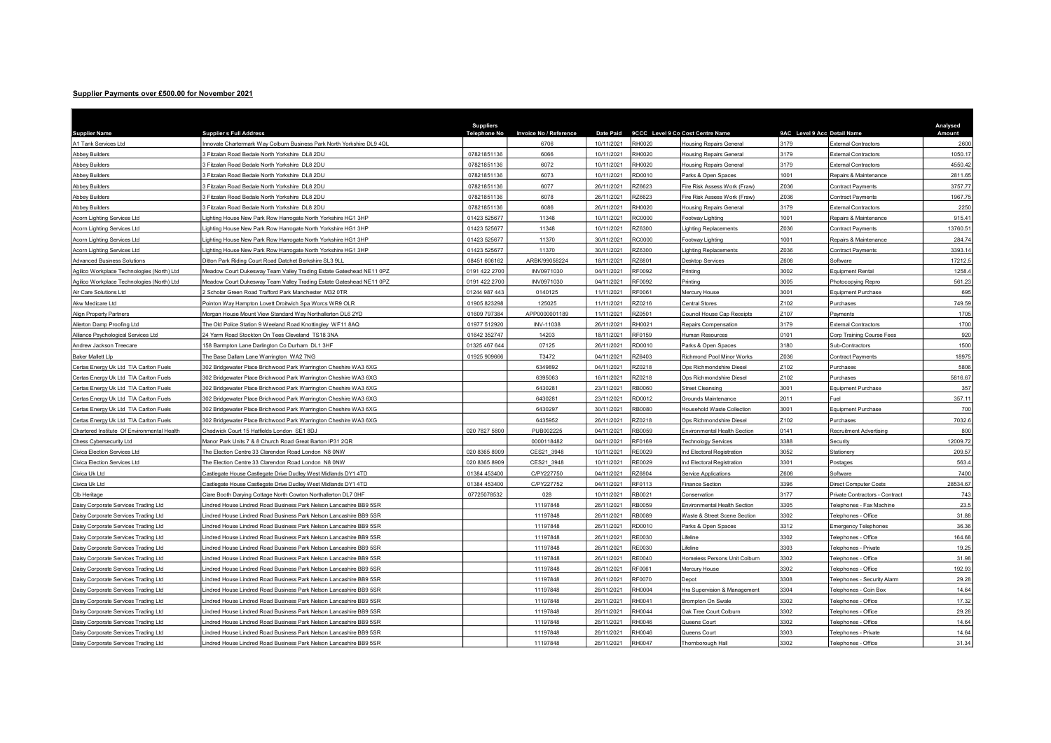**Supplier Payments over £500.00 for November 2021**

| Supplier Name | Supplier s Full Address | Suppliers Telephone No | Invoice No / Reference | Date Paid | 9CCC | Level 9 Co Cost Centre Name | 9AC | Level 9 Acc Detail Name | Analysed Amount |
|---|---|---|---|---|---|---|---|---|---|
| A1 Tank Services Ltd | Innovate Chartermark Way Colburn Business Park North Yorkshire DL9 4QL | | 6706 | 10/11/2021 | RH0020 | Housing Repairs General | 3179 | External Contractors | 2600 |
| Abbey Builders | 3 Fitzalan Road Bedale North Yorkshire DL8 2DU | 07821851136 | 6066 | 10/11/2021 | RH0020 | Housing Repairs General | 3179 | External Contractors | 1050.17 |
| Abbey Builders | 3 Fitzalan Road Bedale North Yorkshire DL8 2DU | 07821851136 | 6072 | 10/11/2021 | RH0020 | Housing Repairs General | 3179 | External Contractors | 4550.42 |
| Abbey Builders | 3 Fitzalan Road Bedale North Yorkshire DL8 2DU | 07821851136 | 6073 | 10/11/2021 | RD0010 | Parks & Open Spaces | 1001 | Repairs & Maintenance | 2811.65 |
| Abbey Builders | 3 Fitzalan Road Bedale North Yorkshire DL8 2DU | 07821851136 | 6077 | 26/11/2021 | RZ6623 | Fire Risk Assess Work (Fraw) | Z036 | Contract Payments | 3757.77 |
| Abbey Builders | 3 Fitzalan Road Bedale North Yorkshire DL8 2DU | 07821851136 | 6078 | 26/11/2021 | RZ6623 | Fire Risk Assess Work (Fraw) | Z036 | Contract Payments | 1967.75 |
| Abbey Builders | 3 Fitzalan Road Bedale North Yorkshire DL8 2DU | 07821851136 | 6086 | 26/11/2021 | RH0020 | Housing Repairs General | 3179 | External Contractors | 2250 |
| Acorn Lighting Services Ltd | Lighting House New Park Row Harrogate North Yorkshire HG1 3HP | 01423 525677 | 11348 | 10/11/2021 | RC0000 | Footway Lighting | 1001 | Repairs & Maintenance | 915.41 |
| Acorn Lighting Services Ltd | Lighting House New Park Row Harrogate North Yorkshire HG1 3HP | 01423 525677 | 11348 | 10/11/2021 | RZ6300 | Lighting Replacements | Z036 | Contract Payments | 13760.51 |
| Acorn Lighting Services Ltd | Lighting House New Park Row Harrogate North Yorkshire HG1 3HP | 01423 525677 | 11370 | 30/11/2021 | RC0000 | Footway Lighting | 1001 | Repairs & Maintenance | 284.74 |
| Acorn Lighting Services Ltd | Lighting House New Park Row Harrogate North Yorkshire HG1 3HP | 01423 525677 | 11370 | 30/11/2021 | RZ6300 | Lighting Replacements | Z036 | Contract Payments | 3393.14 |
| Advanced Business Solutions | Ditton Park Riding Court Road Datchet Berkshire SL3 9LL | 08451 606162 | ARBK/99058224 | 18/11/2021 | RZ6801 | Desktop Services | Z608 | Software | 17212.5 |
| Agilico Workplace Technologies (North) Ltd | Meadow Court Dukesway Team Valley Trading Estate Gateshead NE11 0PZ | 0191 422 2700 | INV0971030 | 04/11/2021 | RF0092 | Printing | 3002 | Equipment Rental | 1258.4 |
| Agilico Workplace Technologies (North) Ltd | Meadow Court Dukesway Team Valley Trading Estate Gateshead NE11 0PZ | 0191 422 2700 | INV0971030 | 04/11/2021 | RF0092 | Printing | 3005 | Photocopying Repro | 561.23 |
| Air Care Solutions Ltd | 2 Scholar Green Road Trafford Park Manchester M32 0TR | 01244 987 443 | 0140125 | 11/11/2021 | RF0061 | Mercury House | 3001 | Equipment Purchase | 695 |
| Akw Medicare Ltd | Pointon Way Hampton Lovett Droitwich Spa Worcs WR9 OLR | 01905 823298 | 125025 | 11/11/2021 | RZ0216 | Central Stores | Z102 | Purchases | 749.59 |
| Align Property Partners | Morgan House Mount View Standard Way Northallerton DL6 2YD | 01609 797384 | APP0000001189 | 11/11/2021 | RZ0501 | Council House Cap Receipts | Z107 | Payments | 1705 |
| Allerton Damp Proofing Ltd | The Old Police Station 9 Weeland Road Knottingley WF11 8AQ | 01977 512920 | INV-11038 | 26/11/2021 | RH0021 | Repairs Compensation | 3179 | External Contractors | 1700 |
| Alliance Psychological Services Ltd | 24 Yarm Road Stockton On Tees Cleveland TS18 3NA | 01642 352747 | 14203 | 18/11/2021 | RF0159 | Human Resources | 0101 | Corp Training Course Fees | 920 |
| Andrew Jackson Treecare | 158 Barmpton Lane Darlington Co Durham DL1 3HF | 01325 467 644 | 07125 | 26/11/2021 | RD0010 | Parks & Open Spaces | 3180 | Sub-Contractors | 1500 |
| Baker Mallett Llp | The Base Dallam Lane Warrington WA2 7NG | 01925 909666 | T3472 | 04/11/2021 | RZ6403 | Richmond Pool Minor Works | Z036 | Contract Payments | 18975 |
| Certas Energy Uk Ltd T/A Carlton Fuels | 302 Bridgewater Place Birchwood Park Warrington Cheshire WA3 6XG | | 6349892 | 04/11/2021 | RZ0218 | Ops Richmondshire Diesel | Z102 | Purchases | 5806 |
| Certas Energy Uk Ltd T/A Carlton Fuels | 302 Bridgewater Place Birchwood Park Warrington Cheshire WA3 6XG | | 6395063 | 16/11/2021 | RZ0218 | Ops Richmondshire Diesel | Z102 | Purchases | 5816.67 |
| Certas Energy Uk Ltd T/A Carlton Fuels | 302 Bridgewater Place Birchwood Park Warrington Cheshire WA3 6XG | | 6430281 | 23/11/2021 | RB0060 | Street Cleansing | 3001 | Equipment Purchase | 357 |
| Certas Energy Uk Ltd T/A Carlton Fuels | 302 Bridgewater Place Birchwood Park Warrington Cheshire WA3 6XG | | 6430281 | 23/11/2021 | RD0012 | Grounds Maintenance | 2011 | Fuel | 357.11 |
| Certas Energy Uk Ltd T/A Carlton Fuels | 302 Bridgewater Place Birchwood Park Warrington Cheshire WA3 6XG | | 6430297 | 30/11/2021 | RB0080 | Household Waste Collection | 3001 | Equipment Purchase | 700 |
| Certas Energy Uk Ltd T/A Carlton Fuels | 302 Bridgewater Place Birchwood Park Warrington Cheshire WA3 6XG | | 6435952 | 26/11/2021 | RZ0218 | Ops Richmondshire Diesel | Z102 | Purchases | 7032.6 |
| Chartered Institute Of Environmental Health | Chadwick Court 15 Hatfields London SE1 8DJ | 020 7827 5800 | PUB002225 | 04/11/2021 | RB0059 | Environmental Health Section | 0141 | Recruitment Advertising | 800 |
| Chess Cybersecurity Ltd | Manor Park Units 7 & 8 Church Road Great Barton IP31 2QR | | 0000118482 | 04/11/2021 | RF0169 | Technology Services | 3388 | Security | 12009.72 |
| Civica Election Services Ltd | The Election Centre 33 Clarendon Road London N8 0NW | 020 8365 8909 | CES21_3948 | 10/11/2021 | RE0029 | Ind Electoral Registration | 3052 | Stationery | 209.57 |
| Civica Election Services Ltd | The Election Centre 33 Clarendon Road London N8 0NW | 020 8365 8909 | CES21_3948 | 10/11/2021 | RE0029 | Ind Electoral Registration | 3301 | Postages | 563.4 |
| Civica Uk Ltd | Castlegate House Castlegate Drive Dudley West Midlands DY1 4TD | 01384 453400 | C/PY227750 | 04/11/2021 | RZ6804 | Service Applications | Z608 | Software | 7400 |
| Civica Uk Ltd | Castlegate House Castlegate Drive Dudley West Midlands DY1 4TD | 01384 453400 | C/PY227752 | 04/11/2021 | RF0113 | Finance Section | 3396 | Direct Computer Costs | 28534.67 |
| Clb Heritage | Clare Booth Darying Cottage North Cowton Northallerton DL7 0HF | 07725078532 | 028 | 10/11/2021 | RB0021 | Conservation | 3177 | Private Contractors - Contract | 743 |
| Daisy Corporate Services Trading Ltd | Lindred House Lindred Road Business Park Nelson Lancashire BB9 5SR | | 11197848 | 26/11/2021 | RB0059 | Environmental Health Section | 3305 | Telephones - Fax Machine | 23.5 |
| Daisy Corporate Services Trading Ltd | Lindred House Lindred Road Business Park Nelson Lancashire BB9 5SR | | 11197848 | 26/11/2021 | RB0089 | Waste & Street Scene Section | 3302 | Telephones - Office | 31.88 |
| Daisy Corporate Services Trading Ltd | Lindred House Lindred Road Business Park Nelson Lancashire BB9 5SR | | 11197848 | 26/11/2021 | RD0010 | Parks & Open Spaces | 3312 | Emergency Telephones | 36.36 |
| Daisy Corporate Services Trading Ltd | Lindred House Lindred Road Business Park Nelson Lancashire BB9 5SR | | 11197848 | 26/11/2021 | RE0030 | Lifeline | 3302 | Telephones - Office | 164.68 |
| Daisy Corporate Services Trading Ltd | Lindred House Lindred Road Business Park Nelson Lancashire BB9 5SR | | 11197848 | 26/11/2021 | RE0030 | Lifeline | 3303 | Telephones - Private | 19.25 |
| Daisy Corporate Services Trading Ltd | Lindred House Lindred Road Business Park Nelson Lancashire BB9 5SR | | 11197848 | 26/11/2021 | RE0040 | Homeless Persons Unit Colburn | 3302 | Telephones - Office | 31.98 |
| Daisy Corporate Services Trading Ltd | Lindred House Lindred Road Business Park Nelson Lancashire BB9 5SR | | 11197848 | 26/11/2021 | RF0061 | Mercury House | 3302 | Telephones - Office | 192.93 |
| Daisy Corporate Services Trading Ltd | Lindred House Lindred Road Business Park Nelson Lancashire BB9 5SR | | 11197848 | 26/11/2021 | RF0070 | Depot | 3308 | Telephones - Security Alarm | 29.28 |
| Daisy Corporate Services Trading Ltd | Lindred House Lindred Road Business Park Nelson Lancashire BB9 5SR | | 11197848 | 26/11/2021 | RH0004 | Hra Supervision & Management | 3304 | Telephones - Coin Box | 14.64 |
| Daisy Corporate Services Trading Ltd | Lindred House Lindred Road Business Park Nelson Lancashire BB9 5SR | | 11197848 | 26/11/2021 | RH0041 | Brompton On Swale | 3302 | Telephones - Office | 17.32 |
| Daisy Corporate Services Trading Ltd | Lindred House Lindred Road Business Park Nelson Lancashire BB9 5SR | | 11197848 | 26/11/2021 | RH0044 | Oak Tree Court Colburn | 3302 | Telephones - Office | 29.28 |
| Daisy Corporate Services Trading Ltd | Lindred House Lindred Road Business Park Nelson Lancashire BB9 5SR | | 11197848 | 26/11/2021 | RH0046 | Queens Court | 3302 | Telephones - Office | 14.64 |
| Daisy Corporate Services Trading Ltd | Lindred House Lindred Road Business Park Nelson Lancashire BB9 5SR | | 11197848 | 26/11/2021 | RH0046 | Queens Court | 3303 | Telephones - Private | 14.64 |
| Daisy Corporate Services Trading Ltd | Lindred House Lindred Road Business Park Nelson Lancashire BB9 5SR | | 11197848 | 26/11/2021 | RH0047 | Thornborough Hall | 3302 | Telephones - Office | 31.34 |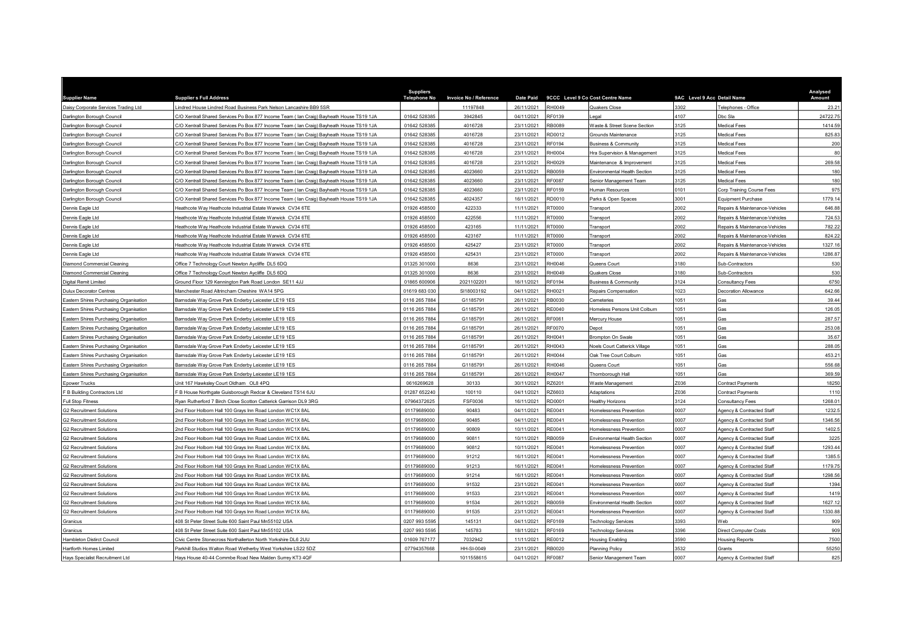| Supplier Name | Supplier s Full Address | Suppliers Telephone No | Invoice No / Reference | Date Paid | 9CCC | Level 9 Co Cost Centre Name | 9AC | Level 9 Acc Detail Name | Analysed Amount |
|---|---|---|---|---|---|---|---|---|---|
| Daisy Corporate Services Trading Ltd | Lindred House Lindred Road Business Park Nelson Lancashire BB9 5SR | | 11197848 | 26/11/2021 | RH0049 | Quakers Close | 3302 | Telephones - Office | 23.21 |
| Darlington Borough Council | C/O Xentrall Shared Services Po Box 877 Income Team ( Ian Craig) Bayheath House TS19 1JA | 01642 528385 | 3942845 | 04/11/2021 | RF0139 | Legal | 4107 | Dbc Sla | 24722.75 |
| Darlington Borough Council | C/O Xentrall Shared Services Po Box 877 Income Team ( Ian Craig) Bayheath House TS19 1JA | 01642 528385 | 4016728 | 23/11/2021 | RB0089 | Waste & Street Scene Section | 3125 | Medical Fees | 1414.59 |
| Darlington Borough Council | C/O Xentrall Shared Services Po Box 877 Income Team ( Ian Craig) Bayheath House TS19 1JA | 01642 528385 | 4016728 | 23/11/2021 | RD0012 | Grounds Maintenance | 3125 | Medical Fees | 825.83 |
| Darlington Borough Council | C/O Xentrall Shared Services Po Box 877 Income Team ( Ian Craig) Bayheath House TS19 1JA | 01642 528385 | 4016728 | 23/11/2021 | RF0194 | Business & Community | 3125 | Medical Fees | 200 |
| Darlington Borough Council | C/O Xentrall Shared Services Po Box 877 Income Team ( Ian Craig) Bayheath House TS19 1JA | 01642 528385 | 4016728 | 23/11/2021 | RH0004 | Hra Supervision & Management | 3125 | Medical Fees | 80 |
| Darlington Borough Council | C/O Xentrall Shared Services Po Box 877 Income Team ( Ian Craig) Bayheath House TS19 1JA | 01642 528385 | 4016728 | 23/11/2021 | RH0029 | Maintenance & Improvement | 3125 | Medical Fees | 269.58 |
| Darlington Borough Council | C/O Xentrall Shared Services Po Box 877 Income Team ( Ian Craig) Bayheath House TS19 1JA | 01642 528385 | 4023660 | 23/11/2021 | RB0059 | Environmental Health Section | 3125 | Medical Fees | 180 |
| Darlington Borough Council | C/O Xentrall Shared Services Po Box 877 Income Team ( Ian Craig) Bayheath House TS19 1JA | 01642 528385 | 4023660 | 23/11/2021 | RF0087 | Senior Management Team | 3125 | Medical Fees | 180 |
| Darlington Borough Council | C/O Xentrall Shared Services Po Box 877 Income Team ( Ian Craig) Bayheath House TS19 1JA | 01642 528385 | 4023660 | 23/11/2021 | RF0159 | Human Resources | 0101 | Corp Training Course Fees | 975 |
| Darlington Borough Council | C/O Xentrall Shared Services Po Box 877 Income Team ( Ian Craig) Bayheath House TS19 1JA | 01642 528385 | 4024357 | 16/11/2021 | RD0010 | Parks & Open Spaces | 3001 | Equipment Purchase | 1779.14 |
| Dennis Eagle Ltd | Heathcote Way Heathcote Industrial Estate Warwick CV34 6TE | 01926 458500 | 422333 | 11/11/2021 | RT0000 | Transport | 2002 | Repairs & Maintenance-Vehicles | 646.88 |
| Dennis Eagle Ltd | Heathcote Way Heathcote Industrial Estate Warwick CV34 6TE | 01926 458500 | 422556 | 11/11/2021 | RT0000 | Transport | 2002 | Repairs & Maintenance-Vehicles | 724.53 |
| Dennis Eagle Ltd | Heathcote Way Heathcote Industrial Estate Warwick CV34 6TE | 01926 458500 | 423165 | 11/11/2021 | RT0000 | Transport | 2002 | Repairs & Maintenance-Vehicles | 782.22 |
| Dennis Eagle Ltd | Heathcote Way Heathcote Industrial Estate Warwick CV34 6TE | 01926 458500 | 423167 | 11/11/2021 | RT0000 | Transport | 2002 | Repairs & Maintenance-Vehicles | 824.22 |
| Dennis Eagle Ltd | Heathcote Way Heathcote Industrial Estate Warwick CV34 6TE | 01926 458500 | 425427 | 23/11/2021 | RT0000 | Transport | 2002 | Repairs & Maintenance-Vehicles | 1327.16 |
| Dennis Eagle Ltd | Heathcote Way Heathcote Industrial Estate Warwick CV34 6TE | 01926 458500 | 425431 | 23/11/2021 | RT0000 | Transport | 2002 | Repairs & Maintenance-Vehicles | 1286.87 |
| Diamond Commercial Cleaning | Office 7 Technology Court Newton Aycliffe DL5 6DQ | 01325 301000 | 8636 | 23/11/2021 | RH0046 | Queens Court | 3180 | Sub-Contractors | 530 |
| Diamond Commercial Cleaning | Office 7 Technology Court Newton Aycliffe DL5 6DQ | 01325 301000 | 8636 | 23/11/2021 | RH0049 | Quakers Close | 3180 | Sub-Contractors | 530 |
| Digital Remit Limited | Ground Floor 129 Kennington Park Road London SE11 4JJ | 01865 600906 | 2021102201 | 16/11/2021 | RF0194 | Business & Community | 3124 | Consultancy Fees | 6750 |
| Dulux Decorator Centres | Manchester Road Altrincham Cheshire WA14 5PG | 01619 683 030 | SI18003192 | 04/11/2021 | RH0021 | Repairs Compensation | 1023 | Decoration Allowance | 642.66 |
| Eastern Shires Purchasing Organisation | Barnsdale Way Grove Park Enderby Leicester LE19 1ES | 0116 265 7884 | G1185791 | 26/11/2021 | RB0030 | Cemeteries | 1051 | Gas | 39.44 |
| Eastern Shires Purchasing Organisation | Barnsdale Way Grove Park Enderby Leicester LE19 1ES | 0116 265 7884 | G1185791 | 26/11/2021 | RE0040 | Homeless Persons Unit Colburn | 1051 | Gas | 126.05 |
| Eastern Shires Purchasing Organisation | Barnsdale Way Grove Park Enderby Leicester LE19 1ES | 0116 265 7884 | G1185791 | 26/11/2021 | RF0061 | Mercury House | 1051 | Gas | 287.57 |
| Eastern Shires Purchasing Organisation | Barnsdale Way Grove Park Enderby Leicester LE19 1ES | 0116 265 7884 | G1185791 | 26/11/2021 | RF0070 | Depot | 1051 | Gas | 253.08 |
| Eastern Shires Purchasing Organisation | Barnsdale Way Grove Park Enderby Leicester LE19 1ES | 0116 265 7884 | G1185791 | 26/11/2021 | RH0041 | Brompton On Swale | 1051 | Gas | 35.67 |
| Eastern Shires Purchasing Organisation | Barnsdale Way Grove Park Enderby Leicester LE19 1ES | 0116 265 7884 | G1185791 | 26/11/2021 | RH0043 | Noels Court Catterick Village | 1051 | Gas | 288.05 |
| Eastern Shires Purchasing Organisation | Barnsdale Way Grove Park Enderby Leicester LE19 1ES | 0116 265 7884 | G1185791 | 26/11/2021 | RH0044 | Oak Tree Court Colburn | 1051 | Gas | 453.21 |
| Eastern Shires Purchasing Organisation | Barnsdale Way Grove Park Enderby Leicester LE19 1ES | 0116 265 7884 | G1185791 | 26/11/2021 | RH0046 | Queens Court | 1051 | Gas | 556.68 |
| Eastern Shires Purchasing Organisation | Barnsdale Way Grove Park Enderby Leicester LE19 1ES | 0116 265 7884 | G1185791 | 26/11/2021 | RH0047 | Thornborough Hall | 1051 | Gas | 369.59 |
| Epower Trucks | Unit 167 Hawksley Court Oldham OL8 4PQ | 0616269628 | 30133 | 30/11/2021 | RZ6201 | Waste Management | Z036 | Contract Payments | 18250 |
| F B Building Contractors Ltd | F B House Northgate Guisborough Redcar & Cleveland TS14 6JU | 01287 652240 | 100110 | 04/11/2021 | RZ6603 | Adaptations | Z036 | Contract Payments | 1110 |
| Full Stop Fitness | Ryan Rutherford 7 Birch Close Scotton Catterick Garrison DL9 3RG | 07964372625 | FSF0036 | 16/11/2021 | RD0001 | Healthy Horizons | 3124 | Consultancy Fees | 1268.01 |
| G2 Recruitment Solutions | 2nd Floor Holborn Hall 100 Grays Inn Road London WC1X 8AL | 01179689000 | 90483 | 04/11/2021 | RE0041 | Homelessness Prevention | 0007 | Agency & Contracted Staff | 1232.5 |
| G2 Recruitment Solutions | 2nd Floor Holborn Hall 100 Grays Inn Road London WC1X 8AL | 01179689000 | 90485 | 04/11/2021 | RE0041 | Homelessness Prevention | 0007 | Agency & Contracted Staff | 1346.56 |
| G2 Recruitment Solutions | 2nd Floor Holborn Hall 100 Grays Inn Road London WC1X 8AL | 01179689000 | 90809 | 10/11/2021 | RE0041 | Homelessness Prevention | 0007 | Agency & Contracted Staff | 1402.5 |
| G2 Recruitment Solutions | 2nd Floor Holborn Hall 100 Grays Inn Road London WC1X 8AL | 01179689000 | 90811 | 10/11/2021 | RB0059 | Environmental Health Section | 0007 | Agency & Contracted Staff | 3225 |
| G2 Recruitment Solutions | 2nd Floor Holborn Hall 100 Grays Inn Road London WC1X 8AL | 01179689000 | 90812 | 10/11/2021 | RE0041 | Homelessness Prevention | 0007 | Agency & Contracted Staff | 1293.44 |
| G2 Recruitment Solutions | 2nd Floor Holborn Hall 100 Grays Inn Road London WC1X 8AL | 01179689000 | 91212 | 16/11/2021 | RE0041 | Homelessness Prevention | 0007 | Agency & Contracted Staff | 1385.5 |
| G2 Recruitment Solutions | 2nd Floor Holborn Hall 100 Grays Inn Road London WC1X 8AL | 01179689000 | 91213 | 16/11/2021 | RE0041 | Homelessness Prevention | 0007 | Agency & Contracted Staff | 1179.75 |
| G2 Recruitment Solutions | 2nd Floor Holborn Hall 100 Grays Inn Road London WC1X 8AL | 01179689000 | 91214 | 16/11/2021 | RE0041 | Homelessness Prevention | 0007 | Agency & Contracted Staff | 1298.56 |
| G2 Recruitment Solutions | 2nd Floor Holborn Hall 100 Grays Inn Road London WC1X 8AL | 01179689000 | 91532 | 23/11/2021 | RE0041 | Homelessness Prevention | 0007 | Agency & Contracted Staff | 1394 |
| G2 Recruitment Solutions | 2nd Floor Holborn Hall 100 Grays Inn Road London WC1X 8AL | 01179689000 | 91533 | 23/11/2021 | RE0041 | Homelessness Prevention | 0007 | Agency & Contracted Staff | 1419 |
| G2 Recruitment Solutions | 2nd Floor Holborn Hall 100 Grays Inn Road London WC1X 8AL | 01179689000 | 91534 | 26/11/2021 | RB0059 | Environmental Health Section | 0007 | Agency & Contracted Staff | 1627.12 |
| G2 Recruitment Solutions | 2nd Floor Holborn Hall 100 Grays Inn Road London WC1X 8AL | 01179689000 | 91535 | 23/11/2021 | RE0041 | Homelessness Prevention | 0007 | Agency & Contracted Staff | 1330.88 |
| Granicus | 408 St Peter Street Suite 600 Saint Paul Mn55102 USA | 0207 993 5595 | 145131 | 04/11/2021 | RF0169 | Technology Services | 3393 | Web | 909 |
| Granicus | 408 St Peter Street Suite 600 Saint Paul Mn55102 USA | 0207 993 5595 | 145783 | 18/11/2021 | RF0169 | Technology Services | 3396 | Direct Computer Costs | 909 |
| Hambleton Distirct Council | Civic Centre Stonecross Northallerton North Yorkshire DL6 2UU | 01609 767177 | 7032942 | 11/11/2021 | RE0012 | Housing Enabling | 3590 | Housing Reports | 7500 |
| Hartforth Homes Limited | Parkhill Studios Walton Road Wetherby West Yorkshire LS22 5DZ | 07794357668 | HH-SI-0049 | 23/11/2021 | RB0020 | Planning Policy | 3532 | Grants | 55250 |
| Hays Specialist Recruitment Ltd | Hays House 40-44 Commbe Road New Malden Surrey KT3 4QF | | 1011558615 | 04/11/2021 | RF0087 | Senior Management Team | 0007 | Agency & Contracted Staff | 825 |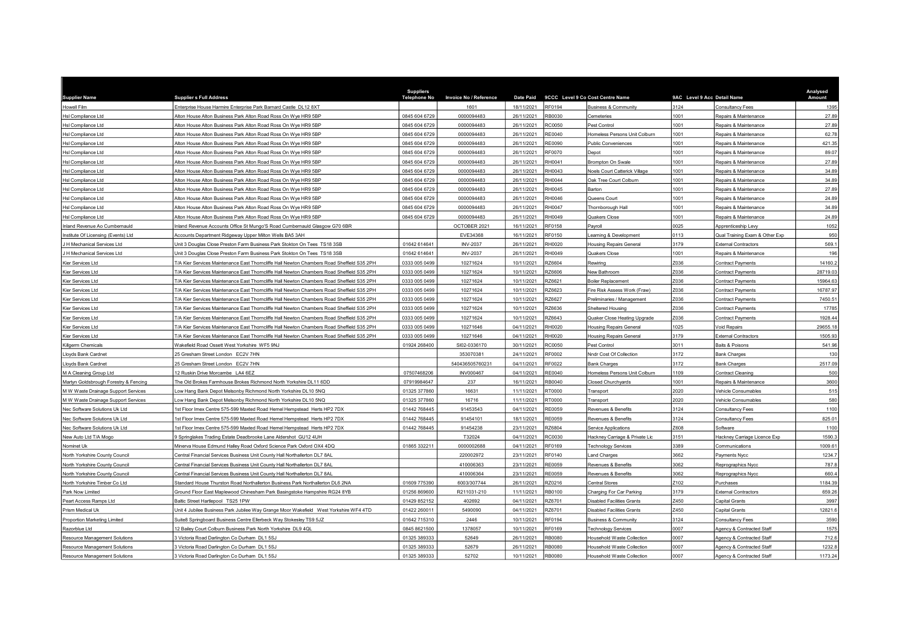| Supplier Name | Supplier s Full Address | Suppliers Telephone No | Invoice No / Reference | Date Paid | 9CCC Level 9 Co | Cost Centre Name | 9AC Level 9 Acc | Detail Name | Analysed Amount |
|---|---|---|---|---|---|---|---|---|---|
| Howell Film | Enterprise House Harmire Enterprise Park Barnard Castle DL12 8XT | | 1601 | 18/11/2021 | RF0194 | Business & Community | 3124 | Consultancy Fees | 1395 |
| Hsl Compliance Ltd | Alton House Alton Business Park Alton Road Ross On Wye HR9 5BP | 0845 604 6729 | 0000094483 | 26/11/2021 | RB0030 | Cemeteries | 1001 | Repairs & Maintenance | 27.89 |
| Hsl Compliance Ltd | Alton House Alton Business Park Alton Road Ross On Wye HR9 5BP | 0845 604 6729 | 0000094483 | 26/11/2021 | RC0050 | Pest Control | 1001 | Repairs & Maintenance | 27.89 |
| Hsl Compliance Ltd | Alton House Alton Business Park Alton Road Ross On Wye HR9 5BP | 0845 604 6729 | 0000094483 | 26/11/2021 | RE0040 | Homeless Persons Unit Colburn | 1001 | Repairs & Maintenance | 62.78 |
| Hsl Compliance Ltd | Alton House Alton Business Park Alton Road Ross On Wye HR9 5BP | 0845 604 6729 | 0000094483 | 26/11/2021 | RE0090 | Public Conveniences | 1001 | Repairs & Maintenance | 421.35 |
| Hsl Compliance Ltd | Alton House Alton Business Park Alton Road Ross On Wye HR9 5BP | 0845 604 6729 | 0000094483 | 26/11/2021 | RF0070 | Depot | 1001 | Repairs & Maintenance | 89.07 |
| Hsl Compliance Ltd | Alton House Alton Business Park Alton Road Ross On Wye HR9 5BP | 0845 604 6729 | 0000094483 | 26/11/2021 | RH0041 | Brompton On Swale | 1001 | Repairs & Maintenance | 27.89 |
| Hsl Compliance Ltd | Alton House Alton Business Park Alton Road Ross On Wye HR9 5BP | 0845 604 6729 | 0000094483 | 26/11/2021 | RH0043 | Noels Court Catterick Village | 1001 | Repairs & Maintenance | 34.89 |
| Hsl Compliance Ltd | Alton House Alton Business Park Alton Road Ross On Wye HR9 5BP | 0845 604 6729 | 0000094483 | 26/11/2021 | RH0044 | Oak Tree Court Colburn | 1001 | Repairs & Maintenance | 34.89 |
| Hsl Compliance Ltd | Alton House Alton Business Park Alton Road Ross On Wye HR9 5BP | 0845 604 6729 | 0000094483 | 26/11/2021 | RH0045 | Barton | 1001 | Repairs & Maintenance | 27.89 |
| Hsl Compliance Ltd | Alton House Alton Business Park Alton Road Ross On Wye HR9 5BP | 0845 604 6729 | 0000094483 | 26/11/2021 | RH0046 | Queens Court | 1001 | Repairs & Maintenance | 24.89 |
| Hsl Compliance Ltd | Alton House Alton Business Park Alton Road Ross On Wye HR9 5BP | 0845 604 6729 | 0000094483 | 26/11/2021 | RH0047 | Thornborough Hall | 1001 | Repairs & Maintenance | 34.89 |
| Hsl Compliance Ltd | Alton House Alton Business Park Alton Road Ross On Wye HR9 5BP | 0845 604 6729 | 0000094483 | 26/11/2021 | RH0049 | Quakers Close | 1001 | Repairs & Maintenance | 24.89 |
| Inland Revenue Ao Cumbernauld | Inland Revenue Accounts Office St Mungo'S Road Cumbernauld Glasgow G70 6BR | | OCTOBER 2021 | 18/11/2021 | RF0158 | Payroll | 0025 | Apprenticeship Levy | 1052 |
| Institute Of Licensing (Events) Ltd | Accounts Department Ridgeway Upper Milton Wells BA5 3AH | | EVE34368 | 16/11/2021 | RF0150 | Learning & Development | 0113 | Qual Training Exam & Other Exp | 950 |
| J H Mechanical Services Ltd | Unit 3 Douglas Close Preston Farm Business Park Stokton On Tees TS18 3SB | 01642 614641 | INV-2037 | 26/11/2021 | RH0020 | Housing Repairs General | 3179 | External Contractors | 569.1 |
| J H Mechanical Services Ltd | Unit 3 Douglas Close Preston Farm Business Park Stokton On Tees TS18 3SB | 01642 614641 | INV-2037 | 26/11/2021 | RH0049 | Quakers Close | 1001 | Repairs & Maintenance | 196 |
| Kier Services Ltd | T/A Kier Services Maintenance East Thorncliffe Hall Newton Chambers Road Sheffield S35 2PH | 0333 005 0499 | 10271624 | 10/11/2021 | RZ6604 | Rewiring | Z036 | Contract Payments | 14160.2 |
| Kier Services Ltd | T/A Kier Services Maintenance East Thorncliffe Hall Newton Chambers Road Sheffield S35 2PH | 0333 005 0499 | 10271624 | 10/11/2021 | RZ6606 | New Bathroom | Z036 | Contract Payments | 28719.03 |
| Kier Services Ltd | T/A Kier Services Maintenance East Thorncliffe Hall Newton Chambers Road Sheffield S35 2PH | 0333 005 0499 | 10271624 | 10/11/2021 | RZ6621 | Boiler Replacement | Z036 | Contract Payments | 15964.63 |
| Kier Services Ltd | T/A Kier Services Maintenance East Thorncliffe Hall Newton Chambers Road Sheffield S35 2PH | 0333 005 0499 | 10271624 | 10/11/2021 | RZ6623 | Fire Risk Assess Work (Fraw) | Z036 | Contract Payments | 16787.97 |
| Kier Services Ltd | T/A Kier Services Maintenance East Thorncliffe Hall Newton Chambers Road Sheffield S35 2PH | 0333 005 0499 | 10271624 | 10/11/2021 | RZ6627 | Preliminaries / Management | Z036 | Contract Payments | 7450.51 |
| Kier Services Ltd | T/A Kier Services Maintenance East Thorncliffe Hall Newton Chambers Road Sheffield S35 2PH | 0333 005 0499 | 10271624 | 10/11/2021 | RZ6636 | Sheltered Housing | Z036 | Contract Payments | 17785 |
| Kier Services Ltd | T/A Kier Services Maintenance East Thorncliffe Hall Newton Chambers Road Sheffield S35 2PH | 0333 005 0499 | 10271624 | 10/11/2021 | RZ6643 | Quaker Close Heating Upgrade | Z036 | Contract Payments | 1928.44 |
| Kier Services Ltd | T/A Kier Services Maintenance East Thorncliffe Hall Newton Chambers Road Sheffield S35 2PH | 0333 005 0499 | 10271646 | 04/11/2021 | RH0020 | Housing Repairs General | 1025 | Void Repairs | 29655.18 |
| Kier Services Ltd | T/A Kier Services Maintenance East Thorncliffe Hall Newton Chambers Road Sheffield S35 2PH | 0333 005 0499 | 10271646 | 04/11/2021 | RH0020 | Housing Repairs General | 3179 | External Contractors | 1505.93 |
| Killgerm Chemicals | Wakefield Road Ossett West Yorkshire WF5 9NJ | 01924 268400 | SI02-0336170 | 30/11/2021 | RC0050 | Pest Control | 3011 | Baits & Poisons | 541.96 |
| Lloyds Bank Cardnet | 25 Gresham Street London EC2V 7HN | | 353070381 | 24/11/2021 | RF0002 | Nndr Cost Of Collection | 3172 | Bank Charges | 130 |
| Lloyds Bank Cardnet | 25 Gresham Street London EC2V 7HN | | 540436505760231 | 04/11/2021 | RF0022 | Bank Charges | 3172 | Bank Charges | 2517.09 |
| M A Cleaning Group Ltd | 12 Ruskin Drive Morcambe LA4 6EZ | 07507468206 | INV000467 | 04/11/2021 | RE0040 | Homeless Persons Unit Colburn | 1109 | Contract Cleaning | 500 |
| Martyn Goldsbrough Forestry & Fencing | The Old Brokes Farmhouse Brokes Richmond North Yorkshire DL11 6DD | 07919984647 | 237 | 16/11/2021 | RB0040 | Closed Churchyards | 1001 | Repairs & Maintenance | 3600 |
| M W Waste Drainage Support Services | Low Hang Bank Depot Melsonby Richmond North Yorkshire DL10 5NQ | 01325 377860 | 16631 | 11/11/2021 | RT0000 | Transport | 2020 | Vehicle Consumables | 515 |
| M W Waste Drainage Support Services | Low Hang Bank Depot Melsonby Richmond North Yorkshire DL10 5NQ | 01325 377860 | 16716 | 11/11/2021 | RT0000 | Transport | 2020 | Vehicle Consumables | 580 |
| Nec Software Solutions Uk Ltd | 1st Floor Imex Centre 575-599 Maxted Road Hemel Hempstead Herts HP2 7DX | 01442 768445 | 91453543 | 04/11/2021 | RE0059 | Revenues & Benefits | 3124 | Consultancy Fees | 1100 |
| Nec Software Solutions Uk Ltd | 1st Floor Imex Centre 575-599 Maxted Road Hemel Hempstead Herts HP2 7DX | 01442 768445 | 91454101 | 18/11/2021 | RE0059 | Revenues & Benefits | 3124 | Consultancy Fees | 825.01 |
| Nec Software Solutions Uk Ltd | 1st Floor Imex Centre 575-599 Maxted Road Hemel Hempstead Herts HP2 7DX | 01442 768445 | 91454238 | 23/11/2021 | RZ6804 | Service Applications | Z608 | Software | 1100 |
| New Auto Ltd T/A Mogo | 9 Springlakes Trading Estate Deadbrooke Lane Aldershot GU12 4UH | | T32024 | 04/11/2021 | RC0030 | Hackney Carriage & Private Lic | 3151 | Hackney Carriage Licence Exp | 1590.3 |
| Nominet Uk | Minerva House Edmund Halley Road Oxford Science Park Oxford OX4 4DQ | 01865 332211 | 0000002688 | 04/11/2021 | RF0169 | Technology Services | 3389 | Communications | 1009.61 |
| North Yorkshire County Council | Central Financial Services Business Unit County Hall Northallerton DL7 8AL | | 220002972 | 23/11/2021 | RF0140 | Land Charges | 3662 | Payments Nycc | 1234.7 |
| North Yorkshire County Council | Central Financial Services Business Unit County Hall Northallerton DL7 8AL | | 410006363 | 23/11/2021 | RE0059 | Revenues & Benefits | 3062 | Reprographics Nycc | 787.8 |
| North Yorkshire County Council | Central Financial Services Business Unit County Hall Northallerton DL7 8AL | | 410006364 | 23/11/2021 | RE0059 | Revenues & Benefits | 3062 | Reprographics Nycc | 660.4 |
| North Yorkshire Timber Co Ltd | Standard House Thurston Road Northallerton Business Park Northallerton DL6 2NA | 01609 775390 | 6003/307744 | 26/11/2021 | RZ0216 | Central Stores | Z102 | Purchases | 1184.39 |
| Park Now Limited | Ground Floor East Maplewood Chinesham Park Basingstoke Hampshire RG24 8YB | 01256 869600 | R211031-210 | 11/11/2021 | RB0100 | Charging For Car Parking | 3179 | External Contractors | 659.26 |
| Peart Access Ramps Ltd | Baltic Street Hartlepool TS25 1PW | 01429 852152 | 402692 | 04/11/2021 | RZ6701 | Disabled Facilities Grants | Z450 | Capital Grants | 3997 |
| Prism Medical Uk | Unit 4 Jubilee Business Park Jubilee Way Grange Moor Wakefield West Yorkshire WF4 4TD | 01422 260011 | 5490090 | 04/11/2021 | RZ6701 | Disabled Facilities Grants | Z450 | Capital Grants | 12821.6 |
| Proportion Marketing Limited | Suite8 Springboard Business Centre Ellerbeck Way Stokesley TS9 5JZ | 01642 715310 | 2446 | 10/11/2021 | RF0194 | Business & Community | 3124 | Consultancy Fees | 3590 |
| Razorblue Ltd | 12 Bailey Court Colburn Business Park North Yorkshire DL9 4QL | 0845 8621500 | 1378057 | 10/11/2021 | RF0169 | Technology Services | 0007 | Agency & Contracted Staff | 1575 |
| Resource Management Solutions | 3 Victoria Road Darlington Co Durham DL1 5SJ | 01325 389333 | 52649 | 26/11/2021 | RB0080 | Household Waste Collection | 0007 | Agency & Contracted Staff | 712.6 |
| Resource Management Solutions | 3 Victoria Road Darlington Co Durham DL1 5SJ | 01325 389333 | 52679 | 26/11/2021 | RB0080 | Household Waste Collection | 0007 | Agency & Contracted Staff | 1232.8 |
| Resource Management Solutions | 3 Victoria Road Darlington Co Durham DL1 5SJ | 01325 389333 | 52702 | 10/11/2021 | RB0080 | Household Waste Collection | 0007 | Agency & Contracted Staff | 1173.24 |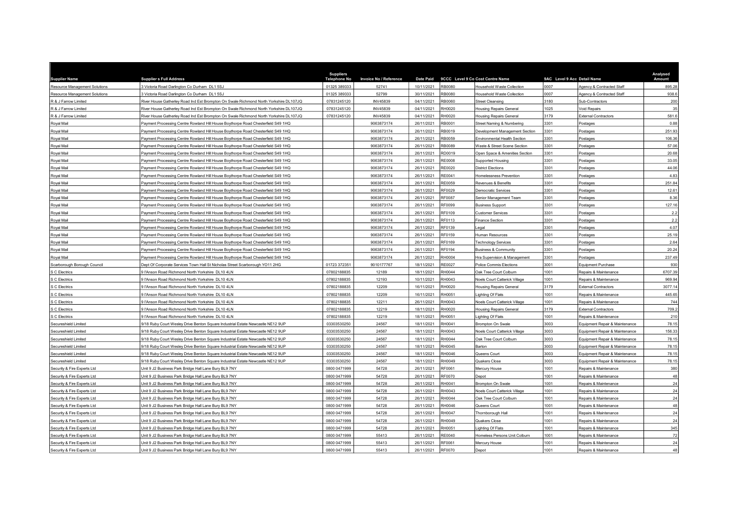| Supplier Name | Supplier s Full Address | Suppliers Telephone No | Invoice No / Reference | Date Paid | 9CCC | Level 9 Co Cost Centre Name | 9AC | Level 9 Acc Detail Name | Analysed Amount |
|---|---|---|---|---|---|---|---|---|---|
| Resource Management Solutions | 3 Victoria Road Darlington Co Durham DL1 5SJ | 01325 389333 | 52741 | 10/11/2021 | RB0080 | Household Waste Collection | 0007 | Agency & Contracted Staff | 895.28 |
| Resource Management Solutions | 3 Victoria Road Darlington Co Durham DL1 5SJ | 01325 389333 | 52799 | 30/11/2021 | RB0080 | Household Waste Collection | 0007 | Agency & Contracted Staff | 938.6 |
| R & J Farrow Limited | River House Gatherley Road Ind Est Brompton On Swale Richmond North Yorkshire DL107JQ | 07831245120 | INV45839 | 04/11/2021 | RB0060 | Street Cleansing | 3180 | Sub-Contractors | 200 |
| R & J Farrow Limited | River House Gatherley Road Ind Est Brompton On Swale Richmond North Yorkshire DL107JQ | 07831245120 | INV45839 | 04/11/2021 | RH0020 | Housing Repairs General | 1025 | Void Repairs | 35 |
| R & J Farrow Limited | River House Gatherley Road Ind Est Brompton On Swale Richmond North Yorkshire DL107JQ | 07831245120 | INV45839 | 04/11/2021 | RH0020 | Housing Repairs General | 3179 | External Contractors | 581.6 |
| Royal Mail | Payment Processing Centre Rowland Hill House Boythorpe Road Chesterfield S49 1HQ | | 9063873174 | 26/11/2021 | RB0001 | Street Naming & Numbering | 3301 | Postages | 0.88 |
| Royal Mail | Payment Processing Centre Rowland Hill House Boythorpe Road Chesterfield S49 1HQ | | 9063873174 | 26/11/2021 | RB0019 | Development Management Section | 3301 | Postages | 251.93 |
| Royal Mail | Payment Processing Centre Rowland Hill House Boythorpe Road Chesterfield S49 1HQ | | 9063873174 | 26/11/2021 | RB0059 | Environmental Health Section | 3301 | Postages | 106.36 |
| Royal Mail | Payment Processing Centre Rowland Hill House Boythorpe Road Chesterfield S49 1HQ | | 9063873174 | 26/11/2021 | RB0089 | Waste & Street Scene Section | 3301 | Postages | 57.06 |
| Royal Mail | Payment Processing Centre Rowland Hill House Boythorpe Road Chesterfield S49 1HQ | | 9063873174 | 26/11/2021 | RD0019 | Open Space & Amenities Section | 3301 | Postages | 20.68 |
| Royal Mail | Payment Processing Centre Rowland Hill House Boythorpe Road Chesterfield S49 1HQ | | 9063873174 | 26/11/2021 | RE0008 | Supported Housing | 3301 | Postages | 33.05 |
| Royal Mail | Payment Processing Centre Rowland Hill House Boythorpe Road Chesterfield S49 1HQ | | 9063873174 | 26/11/2021 | RE0020 | District Elections | 3301 | Postages | 44.06 |
| Royal Mail | Payment Processing Centre Rowland Hill House Boythorpe Road Chesterfield S49 1HQ | | 9063873174 | 26/11/2021 | RE0041 | Homelessness Prevention | 3301 | Postages | 4.83 |
| Royal Mail | Payment Processing Centre Rowland Hill House Boythorpe Road Chesterfield S49 1HQ | | 9063873174 | 26/11/2021 | RE0059 | Revenues & Benefits | 3301 | Postages | 251.84 |
| Royal Mail | Payment Processing Centre Rowland Hill House Boythorpe Road Chesterfield S49 1HQ | | 9063873174 | 26/11/2021 | RF0029 | Democratic Services | 3301 | Postages | 12.61 |
| Royal Mail | Payment Processing Centre Rowland Hill House Boythorpe Road Chesterfield S49 1HQ | | 9063873174 | 26/11/2021 | RF0087 | Senior Management Team | 3301 | Postages | 8.36 |
| Royal Mail | Payment Processing Centre Rowland Hill House Boythorpe Road Chesterfield S49 1HQ | | 9063873174 | 26/11/2021 | RF0099 | Business Support | 3301 | Postages | 127.16 |
| Royal Mail | Payment Processing Centre Rowland Hill House Boythorpe Road Chesterfield S49 1HQ | | 9063873174 | 26/11/2021 | RF0109 | Customer Services | 3301 | Postages | 2.2 |
| Royal Mail | Payment Processing Centre Rowland Hill House Boythorpe Road Chesterfield S49 1HQ | | 9063873174 | 26/11/2021 | RF0113 | Finance Section | 3301 | Postages | 2.2 |
| Royal Mail | Payment Processing Centre Rowland Hill House Boythorpe Road Chesterfield S49 1HQ | | 9063873174 | 26/11/2021 | RF0139 | Legal | 3301 | Postages | 4.07 |
| Royal Mail | Payment Processing Centre Rowland Hill House Boythorpe Road Chesterfield S49 1HQ | | 9063873174 | 26/11/2021 | RF0159 | Human Resources | 3301 | Postages | 25.19 |
| Royal Mail | Payment Processing Centre Rowland Hill House Boythorpe Road Chesterfield S49 1HQ | | 9063873174 | 26/11/2021 | RF0169 | Technology Services | 3301 | Postages | 2.64 |
| Royal Mail | Payment Processing Centre Rowland Hill House Boythorpe Road Chesterfield S49 1HQ | | 9063873174 | 26/11/2021 | RF0194 | Business & Community | 3301 | Postages | 20.24 |
| Royal Mail | Payment Processing Centre Rowland Hill House Boythorpe Road Chesterfield S49 1HQ | | 9063873174 | 26/11/2021 | RH0004 | Hra Supervision & Management | 3301 | Postages | 237.49 |
| Scarborough Borough Council | Dept Of Corporate Services Town Hall St Nicholas Street Scarborough YO11 2HG | 01723 372351 | 9010177767 | 18/11/2021 | RE0027 | Police Commis Elections | 3001 | Equipment Purchase | 930 |
| S C Electrics | 9 I'Anson Road Richmond North Yorkshire DL10 4LN | 07802188835 | 12189 | 18/11/2021 | RH0044 | Oak Tree Court Colburn | 1001 | Repairs & Maintenance | 6707.39 |
| S C Electrics | 9 I'Anson Road Richmond North Yorkshire DL10 4LN | 07802188835 | 12193 | 10/11/2021 | RH0043 | Noels Court Catterick Village | 1001 | Repairs & Maintenance | 969.94 |
| S C Electrics | 9 I'Anson Road Richmond North Yorkshire DL10 4LN | 07802188835 | 12209 | 16/11/2021 | RH0020 | Housing Repairs General | 3179 | External Contractors | 3077.14 |
| S C Electrics | 9 I'Anson Road Richmond North Yorkshire DL10 4LN | 07802188835 | 12209 | 16/11/2021 | RH0051 | Lighting Of Flats | 1001 | Repairs & Maintenance | 445.65 |
| S C Electrics | 9 I'Anson Road Richmond North Yorkshire DL10 4LN | 07802188835 | 12211 | 26/11/2021 | RH0043 | Noels Court Catterick Village | 1001 | Repairs & Maintenance | 744 |
| S C Electrics | 9 I'Anson Road Richmond North Yorkshire DL10 4LN | 07802188835 | 12219 | 18/11/2021 | RH0020 | Housing Repairs General | 3179 | External Contractors | 709.2 |
| S C Electrics | 9 I'Anson Road Richmond North Yorkshire DL10 4LN | 07802188835 | 12219 | 18/11/2021 | RH0051 | Lighting Of Flats | 1001 | Repairs & Maintenance | 210 |
| Secureshield Limited | 9/18 Ruby Court Wesley Drive Benton Square Industrial Estate Newcastle NE12 9UP | 03303530250 | 24567 | 18/11/2021 | RH0041 | Brompton On Swale | 3003 | Equipment Repair & Maintenance | 78.15 |
| Secureshield Limited | 9/18 Ruby Court Wesley Drive Benton Square Industrial Estate Newcastle NE12 9UP | 03303530250 | 24567 | 18/11/2021 | RH0043 | Noels Court Catterick Village | 3003 | Equipment Repair & Maintenance | 156.33 |
| Secureshield Limited | 9/18 Ruby Court Wesley Drive Benton Square Industrial Estate Newcastle NE12 9UP | 03303530250 | 24567 | 18/11/2021 | RH0044 | Oak Tree Court Colburn | 3003 | Equipment Repair & Maintenance | 78.15 |
| Secureshield Limited | 9/18 Ruby Court Wesley Drive Benton Square Industrial Estate Newcastle NE12 9UP | 03303530250 | 24567 | 18/11/2021 | RH0045 | Barton | 3003 | Equipment Repair & Maintenance | 78.15 |
| Secureshield Limited | 9/18 Ruby Court Wesley Drive Benton Square Industrial Estate Newcastle NE12 9UP | 03303530250 | 24567 | 18/11/2021 | RH0046 | Queens Court | 3003 | Equipment Repair & Maintenance | 78.15 |
| Secureshield Limited | 9/18 Ruby Court Wesley Drive Benton Square Industrial Estate Newcastle NE12 9UP | 03303530250 | 24567 | 18/11/2021 | RH0049 | Quakers Close | 3003 | Equipment Repair & Maintenance | 78.15 |
| Security & Fire Experts Ltd | Unit 9 J2 Business Park Bridge Hall Lane Bury BL9 7NY | 0800 0471999 | 54728 | 26/11/2021 | RF0061 | Mercury House | 1001 | Repairs & Maintenance | 380 |
| Security & Fire Experts Ltd | Unit 9 J2 Business Park Bridge Hall Lane Bury BL9 7NY | 0800 0471999 | 54728 | 26/11/2021 | RF0070 | Depot | 1001 | Repairs & Maintenance | 48 |
| Security & Fire Experts Ltd | Unit 9 J2 Business Park Bridge Hall Lane Bury BL9 7NY | 0800 0471999 | 54728 | 26/11/2021 | RH0041 | Brompton On Swale | 1001 | Repairs & Maintenance | 24 |
| Security & Fire Experts Ltd | Unit 9 J2 Business Park Bridge Hall Lane Bury BL9 7NY | 0800 0471999 | 54728 | 26/11/2021 | RH0043 | Noels Court Catterick Village | 1001 | Repairs & Maintenance | 24 |
| Security & Fire Experts Ltd | Unit 9 J2 Business Park Bridge Hall Lane Bury BL9 7NY | 0800 0471999 | 54728 | 26/11/2021 | RH0044 | Oak Tree Court Colburn | 1001 | Repairs & Maintenance | 24 |
| Security & Fire Experts Ltd | Unit 9 J2 Business Park Bridge Hall Lane Bury BL9 7NY | 0800 0471999 | 54728 | 26/11/2021 | RH0046 | Queens Court | 1001 | Repairs & Maintenance | 48 |
| Security & Fire Experts Ltd | Unit 9 J2 Business Park Bridge Hall Lane Bury BL9 7NY | 0800 0471999 | 54728 | 26/11/2021 | RH0047 | Thornborough Hall | 1001 | Repairs & Maintenance | 24 |
| Security & Fire Experts Ltd | Unit 9 J2 Business Park Bridge Hall Lane Bury BL9 7NY | 0800 0471999 | 54728 | 26/11/2021 | RH0049 | Quakers Close | 1001 | Repairs & Maintenance | 24 |
| Security & Fire Experts Ltd | Unit 9 J2 Business Park Bridge Hall Lane Bury BL9 7NY | 0800 0471999 | 54728 | 26/11/2021 | RH0051 | Lighting Of Flats | 1001 | Repairs & Maintenance | 345 |
| Security & Fire Experts Ltd | Unit 9 J2 Business Park Bridge Hall Lane Bury BL9 7NY | 0800 0471999 | 55413 | 26/11/2021 | RE0040 | Homeless Persons Unit Colburn | 1001 | Repairs & Maintenance | 72 |
| Security & Fire Experts Ltd | Unit 9 J2 Business Park Bridge Hall Lane Bury BL9 7NY | 0800 0471999 | 55413 | 26/11/2021 | RF0061 | Mercury House | 1001 | Repairs & Maintenance | 24 |
| Security & Fire Experts Ltd | Unit 9 J2 Business Park Bridge Hall Lane Bury BL9 7NY | 0800 0471999 | 55413 | 26/11/2021 | RF0070 | Depot | 1001 | Repairs & Maintenance | 48 |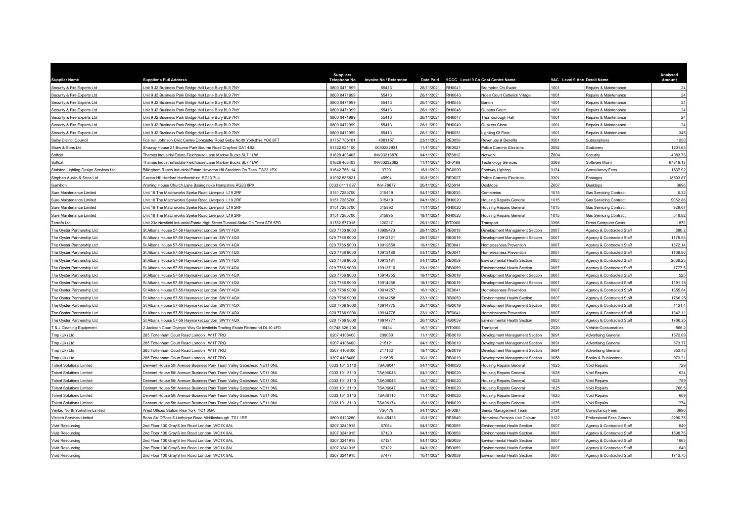| Supplier Name | Supplier s Full Address | Suppliers Telephone No | Invoice No / Reference | Date Paid | 9CCC | Level 9 Co Cost Centre Name | 9AC | Level 9 Acc Detail Name | Analysed Amount |
|---|---|---|---|---|---|---|---|---|---|
| Security & Fire Experts Ltd | Unit 9 J2 Business Park Bridge Hall Lane Bury BL9 7NY | 0800 0471999 | 55413 | 26/11/2021 | RH0041 | Brompton On Swale | 1001 | Repairs & Maintenance | 24 |
| Security & Fire Experts Ltd | Unit 9 J2 Business Park Bridge Hall Lane Bury BL9 7NY | 0800 0471999 | 55413 | 26/11/2021 | RH0043 | Noels Court Catterick Village | 1001 | Repairs & Maintenance | 24 |
| Security & Fire Experts Ltd | Unit 9 J2 Business Park Bridge Hall Lane Bury BL9 7NY | 0800 0471999 | 55413 | 26/11/2021 | RH0045 | Barton | 1001 | Repairs & Maintenance | 24 |
| Security & Fire Experts Ltd | Unit 9 J2 Business Park Bridge Hall Lane Bury BL9 7NY | 0800 0471999 | 55413 | 26/11/2021 | RH0046 | Queens Court | 1001 | Repairs & Maintenance | 24 |
| Security & Fire Experts Ltd | Unit 9 J2 Business Park Bridge Hall Lane Bury BL9 7NY | 0800 0471999 | 55413 | 26/11/2021 | RH0047 | Thornborough Hall | 1001 | Repairs & Maintenance | 24 |
| Security & Fire Experts Ltd | Unit 9 J2 Business Park Bridge Hall Lane Bury BL9 7NY | 0800 0471999 | 55413 | 26/11/2021 | RH0049 | Quakers Close | 1001 | Repairs & Maintenance | 24 |
| Security & Fire Experts Ltd | Unit 9 J2 Business Park Bridge Hall Lane Bury BL9 7NY | 0800 0471999 | 55413 | 26/11/2021 | RH0051 | Lighting Of Flats | 1001 | Repairs & Maintenance | 345 |
| Selby District Council | Foa Iain Johnson Civic Centre Doncaster Road Selby North Yorkshire YO8 9FT | 01757 705101 | 4081157 | 23/11/2021 | RE0059 | Revenues & Benefits | 3561 | Subscriptions | 1250 |
| Shaw & Sons Ltd | Shawway House 21 Bourne Park Bourne Road Crayford DA1 4BZ | 01322 621100 | 0000282931 | 11/11/2021 | RE0027 | Police Commis Elections | 3052 | Stationery | 1201.63 |
| Softcat | Thames Industrial Estate Fieldhouse Lane Marlow Bucks SL7 1LW | 01628 403403 | INV03218870 | 04/11/2021 | RZ6812 | Network | Z604 | Security | 4083.73 |
| Softcat | Thames Industrial Estate Fieldhouse Lane Marlow Bucks SL7 1LW | 01628 403403 | INV03232082 | 11/11/2021 | RF0169 | Technology Services | 3368 | Software Maint | 67819.13 |
| Stainton Lighting Design Services Ltd | Billingham Reach Industrial Estate Haverton Hill Stockton On Tees TS23 1PX | 01642 766114 | 3720 | 16/11/2021 | RC0000 | Footway Lighting | 3124 | Consultancy Fees | 1537.92 |
| Stephen Austin & Sons Ltd | Caxton Hill Hertford Hertfordshire SG13 7LU | 01992 585821 | 45594 | 30/11/2021 | RE0027 | Police Commis Elections | 3301 | Postages | 18503.87 |
| Sumillion | Worting House Church Lane Basingstoke Hampshire RG23 8PX | 0333 0111 897 | INV-78677 | 26/11/2021 | RZ6814 | Desktops | Z607 | Desktops | 3696 |
| Sure Maintenance Limited | Unit 16 The Matchworks Speke Road Liverpool L19 2RF | 0151 7285700 | 315419 | 04/11/2021 | RB0030 | Cemeteries | 1015 | Gas Servicing Contract | 6.32 |
| Sure Maintenance Limited | Unit 16 The Matchworks Speke Road Liverpool L19 2RF | 0151 7285700 | 315419 | 04/11/2021 | RH0020 | Housing Repairs General | 1015 | Gas Servicing Contract | 9052.88 |
| Sure Maintenance Limited | Unit 16 The Matchworks Speke Road Liverpool L19 2RF | 0151 7285700 | 315892 | 11/11/2021 | RH0020 | Housing Repairs General | 1015 | Gas Servicing Contract | 929.67 |
| Sure Maintenance Limited | Unit 16 The Matchworks Speke Road Liverpool L19 2RF | 0151 7285700 | 315895 | 18/11/2021 | RH0020 | Housing Repairs General | 1015 | Gas Servicing Contract | 548.82 |
| Terrafix Ltd | Unit 23c Newfield Industrial Estate High Street Tunstall Stoke On Trent ST6 5PD | 01782 577015 | 120217 | 26/11/2021 | RT0000 | Transport | 3396 | Direct Computer Costs | 1872 |
| The Oyster Partnership Ltd | St Albans House 57-59 Haymarket London SW1Y 4QX | 020 7766 9000 | 10909473 | 26/11/2021 | RB0019 | Development Management Section | 0007 | Agency & Contracted Staff | 880.2 |
| The Oyster Partnership Ltd | St Albans House 57-59 Haymarket London SW1Y 4QX | 020 7766 9000 | 10912121 | 26/11/2021 | RB0019 | Development Management Section | 0007 | Agency & Contracted Staff | 1178.55 |
| The Oyster Partnership Ltd | St Albans House 57-59 Haymarket London SW1Y 4QX | 020 7766 9000 | 10912650 | 10/11/2021 | RE0041 | Homelessness Prevention | 0007 | Agency & Contracted Staff | 1372.14 |
| The Oyster Partnership Ltd | St Albans House 57-59 Haymarket London SW1Y 4QX | 020 7766 9000 | 10913180 | 04/11/2021 | RE0041 | Homelessness Prevention | 0007 | Agency & Contracted Staff | 1168.86 |
| The Oyster Partnership Ltd | St Albans House 57-59 Haymarket London SW1Y 4QX | 020 7766 9000 | 10913181 | 04/11/2021 | RB0059 | Environmental Health Section | 0007 | Agency & Contracted Staff | 2036.25 |
| The Oyster Partnership Ltd | St Albans House 57-59 Haymarket London SW1Y 4QX | 020 7766 9000 | 10913716 | 23/11/2021 | RB0059 | Environmental Health Section | 0007 | Agency & Contracted Staff | 1777.5 |
| The Oyster Partnership Ltd | St Albans House 57-59 Haymarket London SW1Y 4QX | 020 7766 9000 | 10914255 | 16/11/2021 | RB0019 | Development Management Section | 0007 | Agency & Contracted Staff | 525 |
| The Oyster Partnership Ltd | St Albans House 57-59 Haymarket London SW1Y 4QX | 020 7766 9000 | 10914256 | 16/11/2021 | RB0019 | Development Management Section | 0007 | Agency & Contracted Staff | 1191.15 |
| The Oyster Partnership Ltd | St Albans House 57-59 Haymarket London SW1Y 4QX | 020 7766 9000 | 10914257 | 16/11/2021 | RE0041 | Homelessness Prevention | 0007 | Agency & Contracted Staff | 1355.64 |
| The Oyster Partnership Ltd | St Albans House 57-59 Haymarket London SW1Y 4QX | 020 7766 9000 | 10914258 | 23/11/2021 | RB0059 | Environmental Health Section | 0007 | Agency & Contracted Staff | 1766.25 |
| The Oyster Partnership Ltd | St Albans House 57-59 Haymarket London SW1Y 4QX | 020 7766 9000 | 10914775 | 26/11/2021 | RB0019 | Development Management Section | 0007 | Agency & Contracted Staff | 1121.4 |
| The Oyster Partnership Ltd | St Albans House 57-59 Haymarket London SW1Y 4QX | 020 7766 9000 | 10914776 | 23/11/2021 | RE0041 | Homelessness Prevention | 0007 | Agency & Contracted Staff | 1342.11 |
| The Oyster Partnership Ltd | St Albans House 57-59 Haymarket London SW1Y 4QX | 020 7766 9000 | 10914777 | 26/11/2021 | RB0059 | Environmental Health Section | 0007 | Agency & Contracted Staff | 1766.25 |
| T & J Cleaning Equipment | 2 Jackson Court Olympic Way Gallowfields Trading Estate Richmond DL10 4FD | 01748 826 200 | 16434 | 16/11/2021 | RT0000 | Transport | 2020 | Vehicle Consumables | 866.2 |
| Tmp (Uk) Ltd | 265 Tottenham Court Road London W1T 7RQ | 0207 4108400 | 209080 | 11/11/2021 | RB0019 | Development Management Section | 3691 | Advertising General | 1572.09 |
| Tmp (Uk) Ltd | 265 Tottenham Court Road London W1T 7RQ | 0207 4108400 | 215121 | 04/11/2021 | RB0019 | Development Management Section | 3691 | Advertising General | 673.77 |
| Tmp (Uk) Ltd | 265 Tottenham Court Road London W1T 7RQ | 0207 4108400 | 217162 | 18/11/2021 | RB0019 | Development Management Section | 3691 | Advertising General | 853.43 |
| Tmp (Uk) Ltd | 265 Tottenham Court Road London W1T 7RQ | 0207 4108400 | 219695 | 30/11/2021 | RB0019 | Development Management Section | 3058 | Books & Publications | 973.21 |
| Tolent Solutions Limited | Derwent House 5th Avenue Business Park Team Valley Gateshead NE11 0NL | 0333 101 3110 | TSA06044 | 04/11/2021 | RH0020 | Housing Repairs General | 1025 | Void Repairs | 729 |
| Tolent Solutions Limited | Derwent House 5th Avenue Business Park Team Valley Gateshead NE11 0NL | 0333 101 3110 | TSA06045 | 04/11/2021 | RH0020 | Housing Repairs General | 1025 | Void Repairs | 624 |
| Tolent Solutions Limited | Derwent House 5th Avenue Business Park Team Valley Gateshead NE11 0NL | 0333 101 3110 | TSA06046 | 10/11/2021 | RH0020 | Housing Repairs General | 1025 | Void Repairs | 789 |
| Tolent Solutions Limited | Derwent House 5th Avenue Business Park Team Valley Gateshead NE11 0NL | 0333 101 3110 | TSA06047 | 04/11/2021 | RH0020 | Housing Repairs General | 1025 | Void Repairs | 766.5 |
| Tolent Solutions Limited | Derwent House 5th Avenue Business Park Team Valley Gateshead NE11 0NL | 0333 101 3110 | TSA06116 | 11/11/2021 | RH0020 | Housing Repairs General | 1025 | Void Repairs | 609 |
| Tolent Solutions Limited | Derwent House 5th Avenue Business Park Team Valley Gateshead NE11 0NL | 0333 101 3110 | TSA06174 | 18/11/2021 | RH0020 | Housing Repairs General | 1025 | Void Repairs | 774 |
| Veritau North Yorkshire Limited | West Offices Station Rise York YO1 6GA | | VS0179 | 04/11/2021 | RF0087 | Senior Management Team | 3124 | Consultancy Fees | 3990 |
| Vistech Services Limited | Boho Six Offices 5 Linthorpe Road Middlesbrough TS1 1RE | 0800 6123280 | INV-45426 | 10/11/2021 | RE0040 | Homeless Persons Unit Colburn | 3122 | Professional Fees General | 2290.75 |
| Vivid Resourcing | 2nd Floor 100 Gray'S Inn Road London WC1X 8AL | 0207 3241915 | 67054 | 04/11/2021 | RB0059 | Environmental Health Section | 0007 | Agency & Contracted Staff | 640 |
| Vivid Resourcing | 2nd Floor 100 Gray'S Inn Road London WC1X 8AL | 0207 3241915 | 67120 | 04/11/2021 | RB0059 | Environmental Health Section | 0007 | Agency & Contracted Staff | 1698.75 |
| Vivid Resourcing | 2nd Floor 100 Gray'S Inn Road London WC1X 8AL | 0207 3241915 | 67121 | 04/11/2021 | RB0059 | Environmental Health Section | 0007 | Agency & Contracted Staff | 1665 |
| Vivid Resourcing | 2nd Floor 100 Gray'S Inn Road London WC1X 8AL | 0207 3241915 | 67122 | 04/11/2021 | RB0059 | Environmental Health Section | 0007 | Agency & Contracted Staff | 640 |
| Vivid Resourcing | 2nd Floor 100 Gray'S Inn Road London WC1X 8AL | 0207 3241915 | 67477 | 10/11/2021 | RB0059 | Environmental Health Section | 0007 | Agency & Contracted Staff | 1743.75 |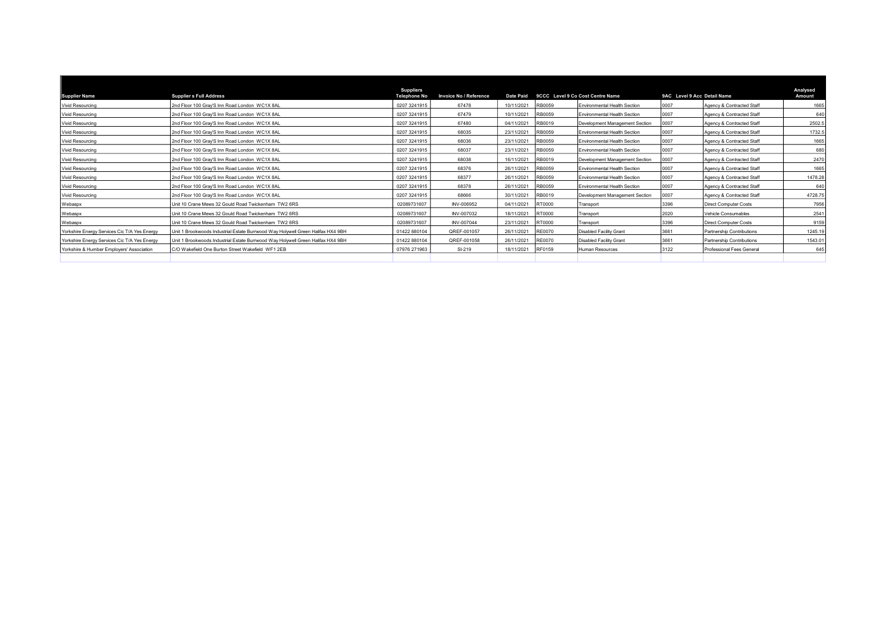| Supplier Name | Supplier s Full Address | Suppliers Telephone No | Invoice No / Reference | Date Paid | 9CCC Level 9 Co | Cost Centre Name | 9AC Level 9 Acc | Detail Name | Analysed Amount |
|---|---|---|---|---|---|---|---|---|---|
| Vivid Resourcing | 2nd Floor 100 Gray'S Inn Road London WC1X 8AL | 0207 3241915 | 67478 | 10/11/2021 | RB0059 | Environmental Health Section | 0007 | Agency & Contracted Staff | 1665 |
| Vivid Resourcing | 2nd Floor 100 Gray'S Inn Road London WC1X 8AL | 0207 3241915 | 67479 | 10/11/2021 | RB0059 | Environmental Health Section | 0007 | Agency & Contracted Staff | 640 |
| Vivid Resourcing | 2nd Floor 100 Gray'S Inn Road London WC1X 8AL | 0207 3241915 | 67480 | 04/11/2021 | RB0019 | Development Management Section | 0007 | Agency & Contracted Staff | 2502.5 |
| Vivid Resourcing | 2nd Floor 100 Gray'S Inn Road London WC1X 8AL | 0207 3241915 | 68035 | 23/11/2021 | RB0059 | Environmental Health Section | 0007 | Agency & Contracted Staff | 1732.5 |
| Vivid Resourcing | 2nd Floor 100 Gray'S Inn Road London WC1X 8AL | 0207 3241915 | 68036 | 23/11/2021 | RB0059 | Environmental Health Section | 0007 | Agency & Contracted Staff | 1665 |
| Vivid Resourcing | 2nd Floor 100 Gray'S Inn Road London WC1X 8AL | 0207 3241915 | 68037 | 23/11/2021 | RB0059 | Environmental Health Section | 0007 | Agency & Contracted Staff | 680 |
| Vivid Resourcing | 2nd Floor 100 Gray'S Inn Road London WC1X 8AL | 0207 3241915 | 68038 | 16/11/2021 | RB0019 | Development Management Section | 0007 | Agency & Contracted Staff | 2470 |
| Vivid Resourcing | 2nd Floor 100 Gray'S Inn Road London WC1X 8AL | 0207 3241915 | 68376 | 26/11/2021 | RB0059 | Environmental Health Section | 0007 | Agency & Contracted Staff | 1665 |
| Vivid Resourcing | 2nd Floor 100 Gray'S Inn Road London WC1X 8AL | 0207 3241915 | 68377 | 26/11/2021 | RB0059 | Environmental Health Section | 0007 | Agency & Contracted Staff | 1478.28 |
| Vivid Resourcing | 2nd Floor 100 Gray'S Inn Road London WC1X 8AL | 0207 3241915 | 68378 | 26/11/2021 | RB0059 | Environmental Health Section | 0007 | Agency & Contracted Staff | 640 |
| Vivid Resourcing | 2nd Floor 100 Gray'S Inn Road London WC1X 8AL | 0207 3241915 | 68666 | 30/11/2021 | RB0019 | Development Management Section | 0007 | Agency & Contracted Staff | 4728.75 |
| Webaspx | Unit 10 Crane Mews 32 Gould Road Twickenham TW2 6RS | 02089731607 | INV-006952 | 04/11/2021 | RT0000 | Transport | 3396 | Direct Computer Costs | 7956 |
| Webaspx | Unit 10 Crane Mews 32 Gould Road Twickenham TW2 6RS | 02089731607 | INV-007032 | 18/11/2021 | RT0000 | Transport | 2020 | Vehicle Consumables | 2541 |
| Webaspx | Unit 10 Crane Mews 32 Gould Road Twickenham TW2 6RS | 02089731607 | INV-007044 | 23/11/2021 | RT0000 | Transport | 3396 | Direct Computer Costs | 9159 |
| Yorkshire Energy Services Cic T/A Yes Energy | Unit 1 Brookwoods Industrial Estate Burrwood Way Holywell Green Halifax HX4 9BH | 01422 880104 | QREF-001057 | 26/11/2021 | RE0070 | Disabled Facility Grant | 3661 | Partnership Contributions | 1245.19 |
| Yorkshire Energy Services Cic T/A Yes Energy | Unit 1 Brookwoods Industrial Estate Burrwood Way Holywell Green Halifax HX4 9BH | 01422 880104 | QREF-001058 | 26/11/2021 | RE0070 | Disabled Facility Grant | 3661 | Partnership Contributions | 1543.01 |
| Yorkshire & Humber Employers' Association | C/O Wakefield One Burton Street Wakefield WF1 2EB | 07976 271963 | SI-219 | 18/11/2021 | RF0159 | Human Resources | 3122 | Professional Fees General | 645 |